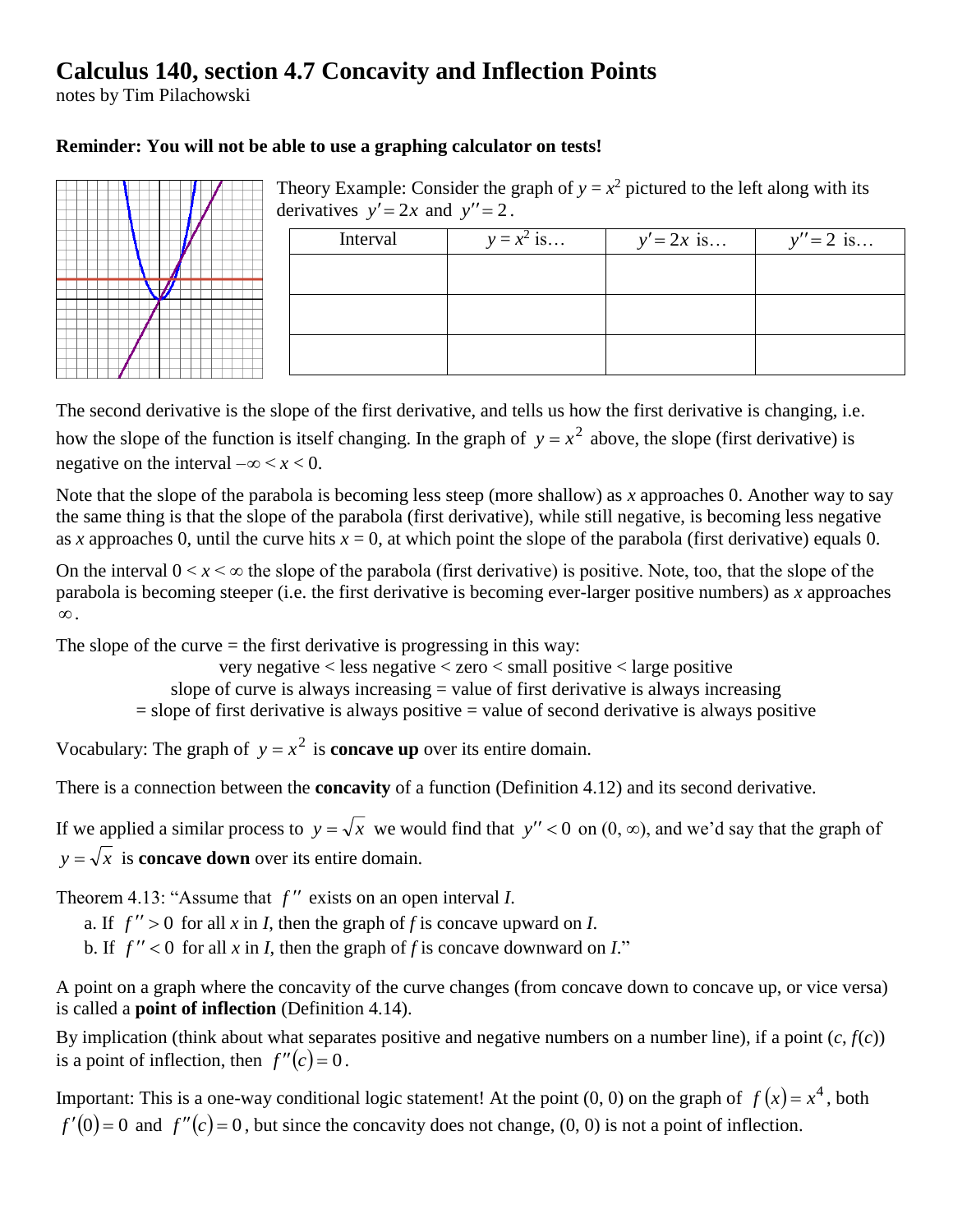# Calculus 140, section 4.7 Concavity and Inflection Points

notes by Tim Pilachowski

**Reminder: You will not be able to use a graphing calculator on tests!**

Theory Example: Consider the graph of $y = x^2$ pictured to the left along with its derivatives $y' = 2x$ and $y'' = 2$.

| Interval | $y = x^2$ is… | $y' = 2x$ is… | $y'' = 2$ is… |
| --- | --- | --- | --- |
| | | | |
| | | | |
| | | | |

The second derivative is the slope of the first derivative, and tells us how the first derivative is changing, i.e. how the slope of the function is itself changing. In the graph of $y = x^2$ above, the slope (first derivative) is negative on the interval $-\infty < x < 0$.

Note that the slope of the parabola is becoming less steep (more shallow) as $x$ approaches 0. Another way to say the same thing is that the slope of the parabola (first derivative), while still negative, is becoming less negative as $x$ approaches 0, until the curve hits $x = 0$, at which point the slope of the parabola (first derivative) equals 0.

On the interval $0 < x < \infty$ the slope of the parabola (first derivative) is positive. Note, too, that the slope of the parabola is becoming steeper (i.e. the first derivative is becoming ever-larger positive numbers) as $x$ approaches $\infty$.

The slope of the curve = the first derivative is progressing in this way:

very negative < less negative < zero < small positive < large positive

slope of curve is always increasing = value of first derivative is always increasing

= slope of first derivative is always positive = value of second derivative is always positive

Vocabulary: The graph of $y = x^2$ is **concave up** over its entire domain.

There is a connection between the **concavity** of a function (Definition 4.12) and its second derivative.

If we applied a similar process to $y = \sqrt{x}$ we would find that $y'' < 0$ on $(0, \infty)$, and we'd say that the graph of $y = \sqrt{x}$ is **concave down** over its entire domain.

Theorem 4.13: "Assume that $f''$ exists on an open interval $I$.

a. If $f'' > 0$ for all $x$ in $I$, then the graph of $f$ is concave upward on $I$.

b. If $f'' < 0$ for all $x$ in $I$, then the graph of $f$ is concave downward on $I$."

A point on a graph where the concavity of the curve changes (from concave down to concave up, or vice versa) is called a **point of inflection** (Definition 4.14).

By implication (think about what separates positive and negative numbers on a number line), if a point $(c, f(c))$ is a point of inflection, then $f''(c) = 0$.

Important: This is a one-way conditional logic statement! At the point (0, 0) on the graph of $f(x) = x^4$, both $f'(0) = 0$ and $f''(c) = 0$, but since the concavity does not change, (0, 0) is not a point of inflection.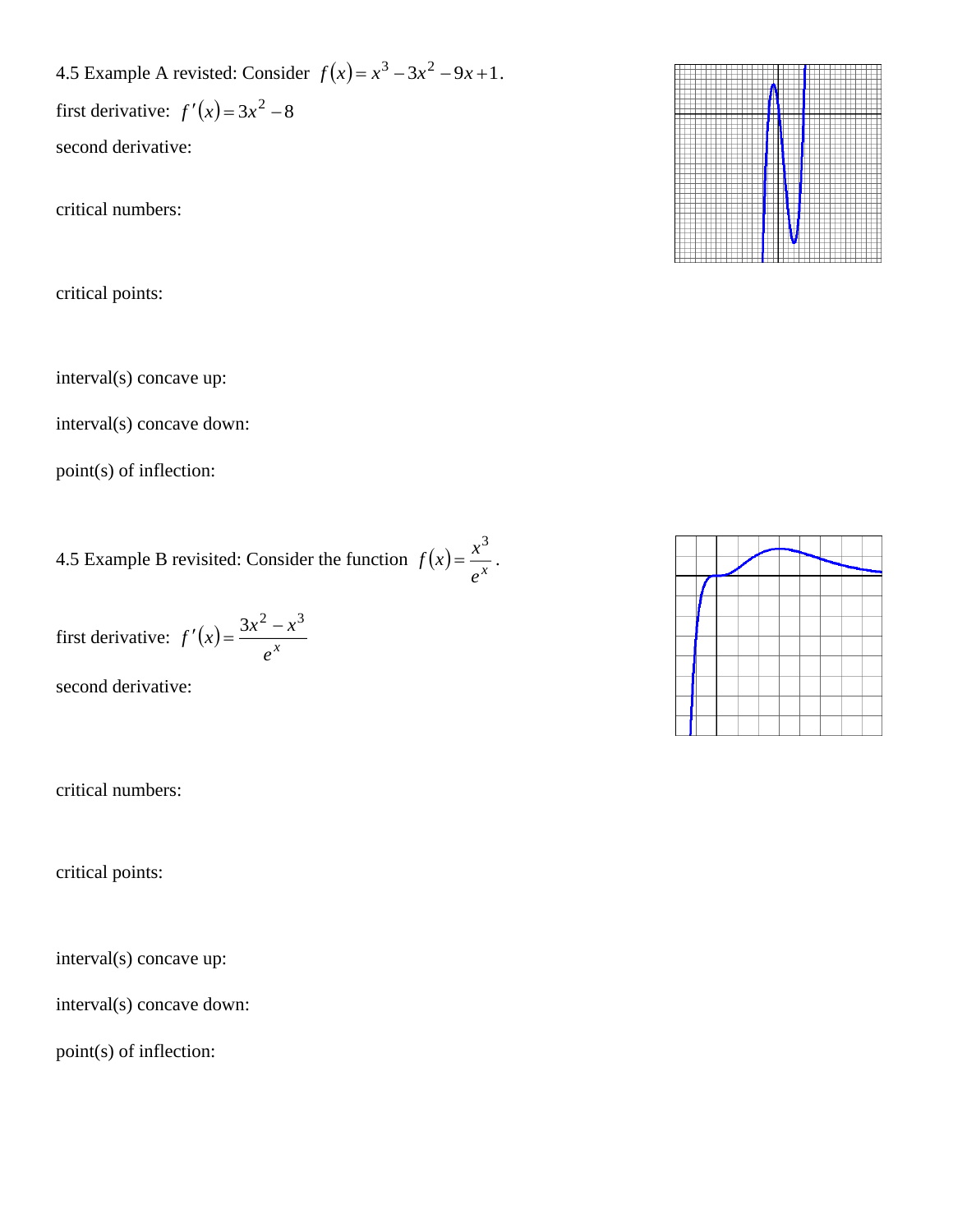4.5 Example A revisited: Consider $f(x) = x^3 - 3x^2 - 9x + 1$.

first derivative: $f'(x) = 3x^2 - 8$

second derivative:

critical numbers:

critical points:

interval(s) concave up:

interval(s) concave down:

point(s) of inflection:

4.5 Example B revisited: Consider the function $f(x) = \dfrac{x^3}{e^x}$.

first derivative: $f'(x) = \dfrac{3x^2 - x^3}{e^x}$

second derivative:

critical numbers:

critical points:

interval(s) concave up:

interval(s) concave down:

point(s) of inflection: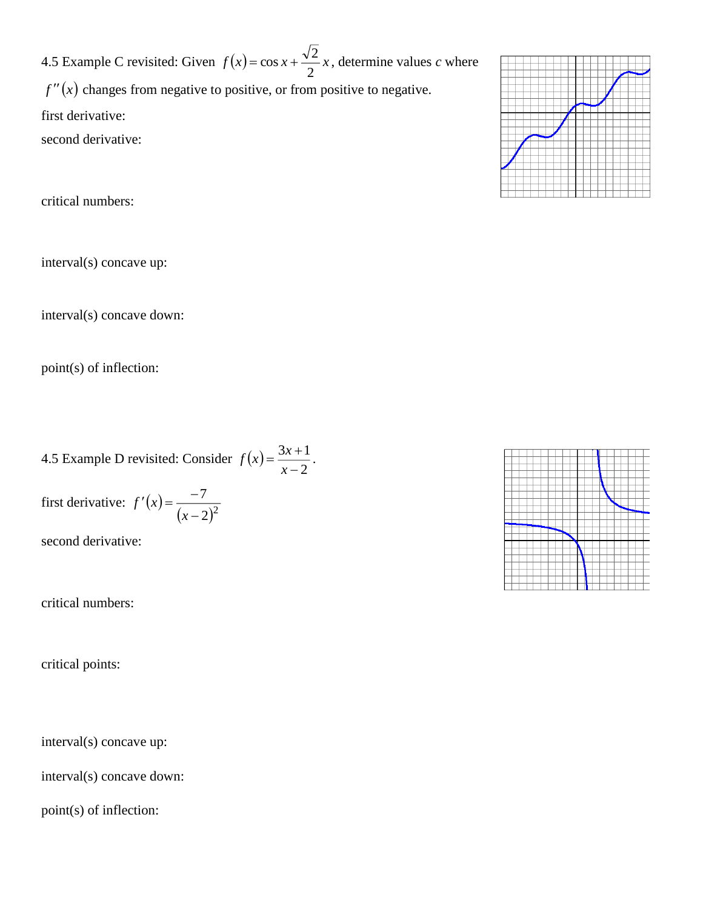4.5 Example C revisited: Given $f(x) = \cos x + \frac{\sqrt{2}}{2}x$, determine values $c$ where $f''(x)$ changes from negative to positive, or from positive to negative.

first derivative:

second derivative:

critical numbers:

interval(s) concave up:

interval(s) concave down:

point(s) of inflection:

4.5 Example D revisited: Consider $f(x) = \frac{3x+1}{x-2}$.

first derivative: $f'(x) = \frac{-7}{(x-2)^2}$

second derivative:

critical numbers:

critical points:

interval(s) concave up:

interval(s) concave down:

point(s) of inflection: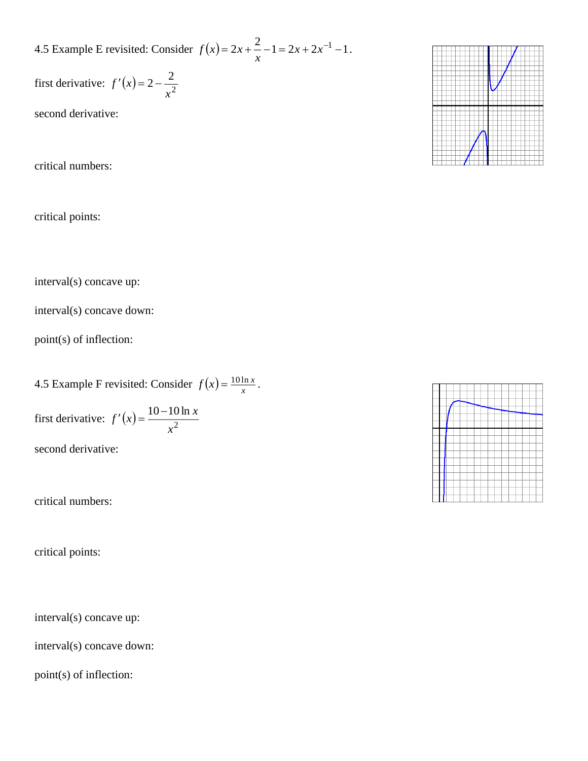4.5 Example E revisited: Consider $f(x) = 2x + \frac{2}{x} - 1 = 2x + 2x^{-1} - 1$.

first derivative: $f'(x) = 2 - \frac{2}{x^2}$

second derivative:

critical numbers:

critical points:

interval(s) concave up:

interval(s) concave down:

point(s) of inflection:

4.5 Example F revisited: Consider $f(x) = \frac{10 \ln x}{x}$.

first derivative: $f'(x) = \frac{10 - 10 \ln x}{x^2}$

second derivative:

critical numbers:

critical points:

interval(s) concave up:

interval(s) concave down:

point(s) of inflection: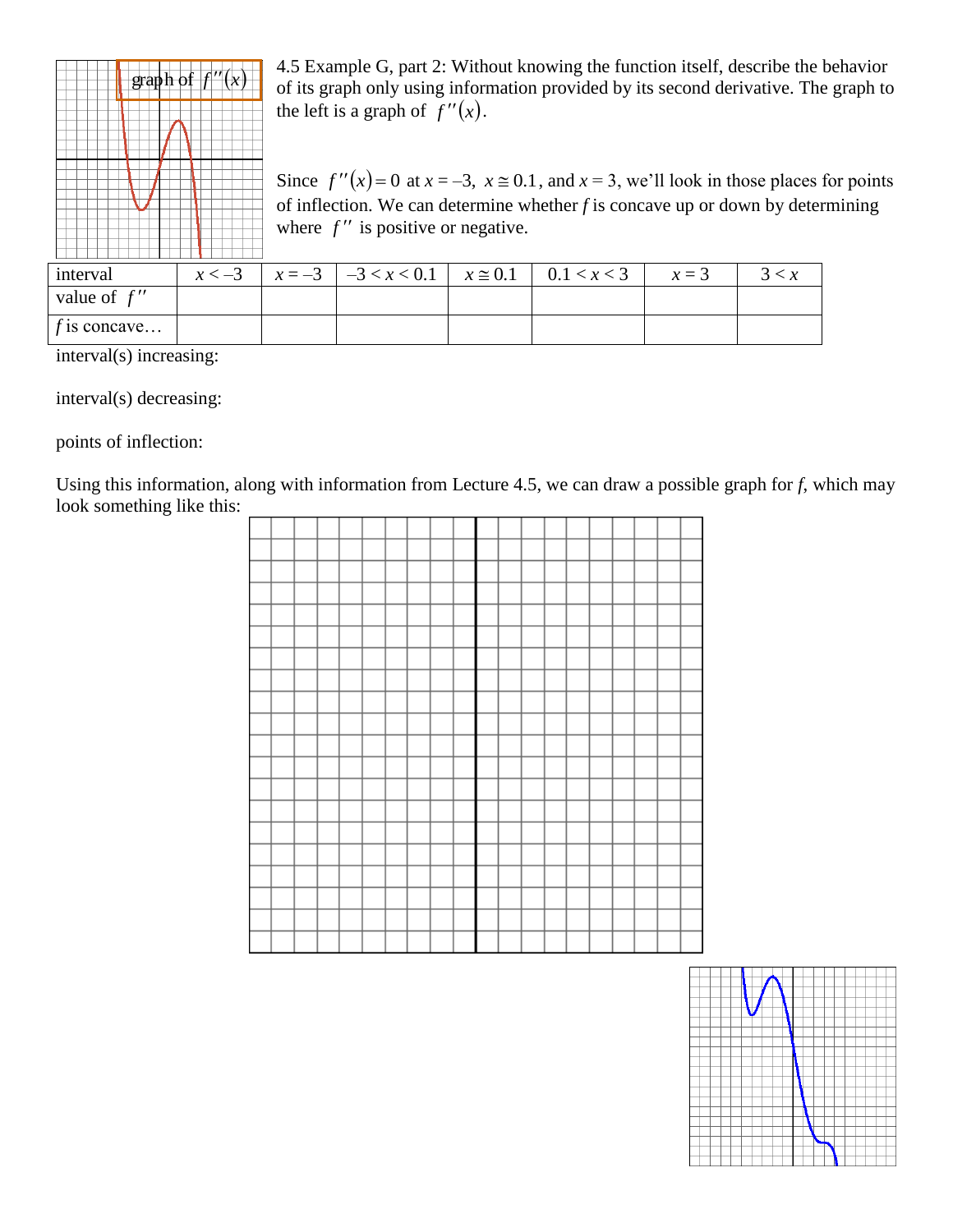graph of $f''(x)$

4.5 Example G, part 2: Without knowing the function itself, describe the behavior of its graph only using information provided by its second derivative. The graph to the left is a graph of $f''(x)$.

Since $f''(x) = 0$ at $x = -3$, $x \cong 0.1$, and $x = 3$, we'll look in those places for points of inflection. We can determine whether *f* is concave up or down by determining where $f''$ is positive or negative.

| interval | $x < -3$ | $x = -3$ | $-3 < x < 0.1$ | $x \cong 0.1$ | $0.1 < x < 3$ | $x = 3$ | $3 < x$ |
|---|---|---|---|---|---|---|---|
| value of $f''$ | | | | | | | |
| *f* is concave… | | | | | | | |

interval(s) increasing:

interval(s) decreasing:

points of inflection:

Using this information, along with information from Lecture 4.5, we can draw a possible graph for *f*, which may look something like this: